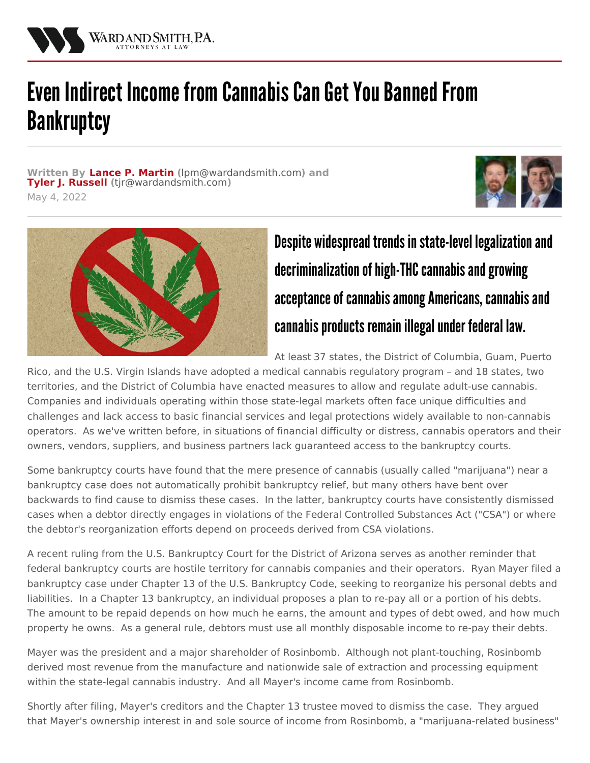# Even Indirect Income from Cannabis Can Get You Banned From Bankruptcy

**Written By Lance P. Martin (lpm@wardandsmith.com) and Tyler J. Russell (tjr@wardandsmith.com)**

May 4, 2022

## Despite widespread trends in state-level legalization and decriminalization of high-THC cannabis and growing acceptance of cannabis among Americans, cannabis and cannabis products remain illegal under federal law.

At least 37 states, the District of Columbia, Guam, Puerto Rico, and the U.S. Virgin Islands have adopted a medical cannabis regulatory program – and 18 states, two territories, and the District of Columbia have enacted measures to allow and regulate adult-use cannabis. Companies and individuals operating within those state-legal markets often face unique difficulties and challenges and lack access to basic financial services and legal protections widely available to non-cannabis operators. As we've written before, in situations of financial difficulty or distress, cannabis operators and their owners, vendors, suppliers, and business partners lack guaranteed access to the bankruptcy courts.

Some bankruptcy courts have found that the mere presence of cannabis (usually called "marijuana") near a bankruptcy case does not automatically prohibit bankruptcy relief, but many others have bent over backwards to find cause to dismiss these cases. In the latter, bankruptcy courts have consistently dismissed cases when a debtor directly engages in violations of the Federal Controlled Substances Act ("CSA") or where the debtor's reorganization efforts depend on proceeds derived from CSA violations.

A recent ruling from the U.S. Bankruptcy Court for the District of Arizona serves as another reminder that federal bankruptcy courts are hostile territory for cannabis companies and their operators. Ryan Mayer filed a bankruptcy case under Chapter 13 of the U.S. Bankruptcy Code, seeking to reorganize his personal debts and liabilities. In a Chapter 13 bankruptcy, an individual proposes a plan to re-pay all or a portion of his debts. The amount to be repaid depends on how much he earns, the amount and types of debt owed, and how much property he owns. As a general rule, debtors must use all monthly disposable income to re-pay their debts.

Mayer was the president and a major shareholder of Rosinbomb. Although not plant-touching, Rosinbomb derived most revenue from the manufacture and nationwide sale of extraction and processing equipment within the state-legal cannabis industry. And all Mayer's income came from Rosinbomb.

Shortly after filing, Mayer's creditors and the Chapter 13 trustee moved to dismiss the case. They argued that Mayer's ownership interest in and sole source of income from Rosinbomb, a "marijuana-related business"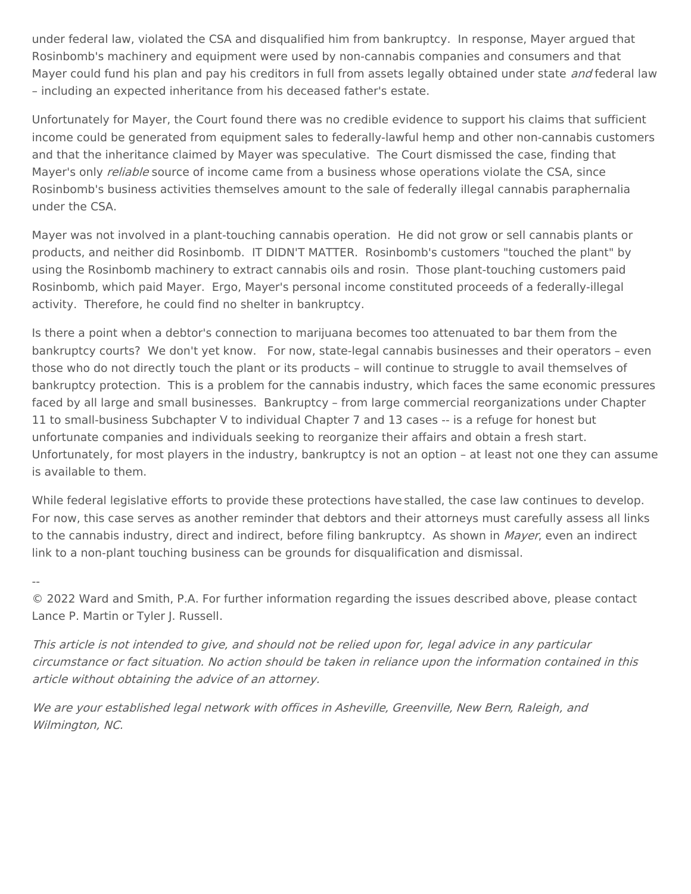under federal law, violated the CSA and disqualified him from bankruptcy. In response, Mayer argued that Rosinbomb's machinery and equipment were used by non-cannabis companies and consumers and that Mayer could fund his plan and pay his creditors in full from assets legally obtained under state *and* federal law – including an expected inheritance from his deceased father's estate.

Unfortunately for Mayer, the Court found there was no credible evidence to support his claims that sufficient income could be generated from equipment sales to federally-lawful hemp and other non-cannabis customers and that the inheritance claimed by Mayer was speculative. The Court dismissed the case, finding that Mayer's only *reliable* source of income came from a business whose operations violate the CSA, since Rosinbomb's business activities themselves amount to the sale of federally illegal cannabis paraphernalia under the CSA.

Mayer was not involved in a plant-touching cannabis operation. He did not grow or sell cannabis plants or products, and neither did Rosinbomb. IT DIDN'T MATTER. Rosinbomb's customers "touched the plant" by using the Rosinbomb machinery to extract cannabis oils and rosin. Those plant-touching customers paid Rosinbomb, which paid Mayer. Ergo, Mayer's personal income constituted proceeds of a federally-illegal activity. Therefore, he could find no shelter in bankruptcy.

Is there a point when a debtor's connection to marijuana becomes too attenuated to bar them from the bankruptcy courts? We don't yet know. For now, state-legal cannabis businesses and their operators – even those who do not directly touch the plant or its products – will continue to struggle to avail themselves of bankruptcy protection. This is a problem for the cannabis industry, which faces the same economic pressures faced by all large and small businesses. Bankruptcy – from large commercial reorganizations under Chapter 11 to small-business Subchapter V to individual Chapter 7 and 13 cases -- is a refuge for honest but unfortunate companies and individuals seeking to reorganize their affairs and obtain a fresh start. Unfortunately, for most players in the industry, bankruptcy is not an option – at least not one they can assume is available to them.

While federal legislative efforts to provide these protections have stalled, the case law continues to develop. For now, this case serves as another reminder that debtors and their attorneys must carefully assess all links to the cannabis industry, direct and indirect, before filing bankruptcy. As shown in *Mayer*, even an indirect link to a non-plant touching business can be grounds for disqualification and dismissal.

--

© 2022 Ward and Smith, P.A. For further information regarding the issues described above, please contact Lance P. Martin or Tyler J. Russell.

*This article is not intended to give, and should not be relied upon for, legal advice in any particular circumstance or fact situation. No action should be taken in reliance upon the information contained in this article without obtaining the advice of an attorney.*

*We are your established legal network with offices in Asheville, Greenville, New Bern, Raleigh, and Wilmington, NC.*